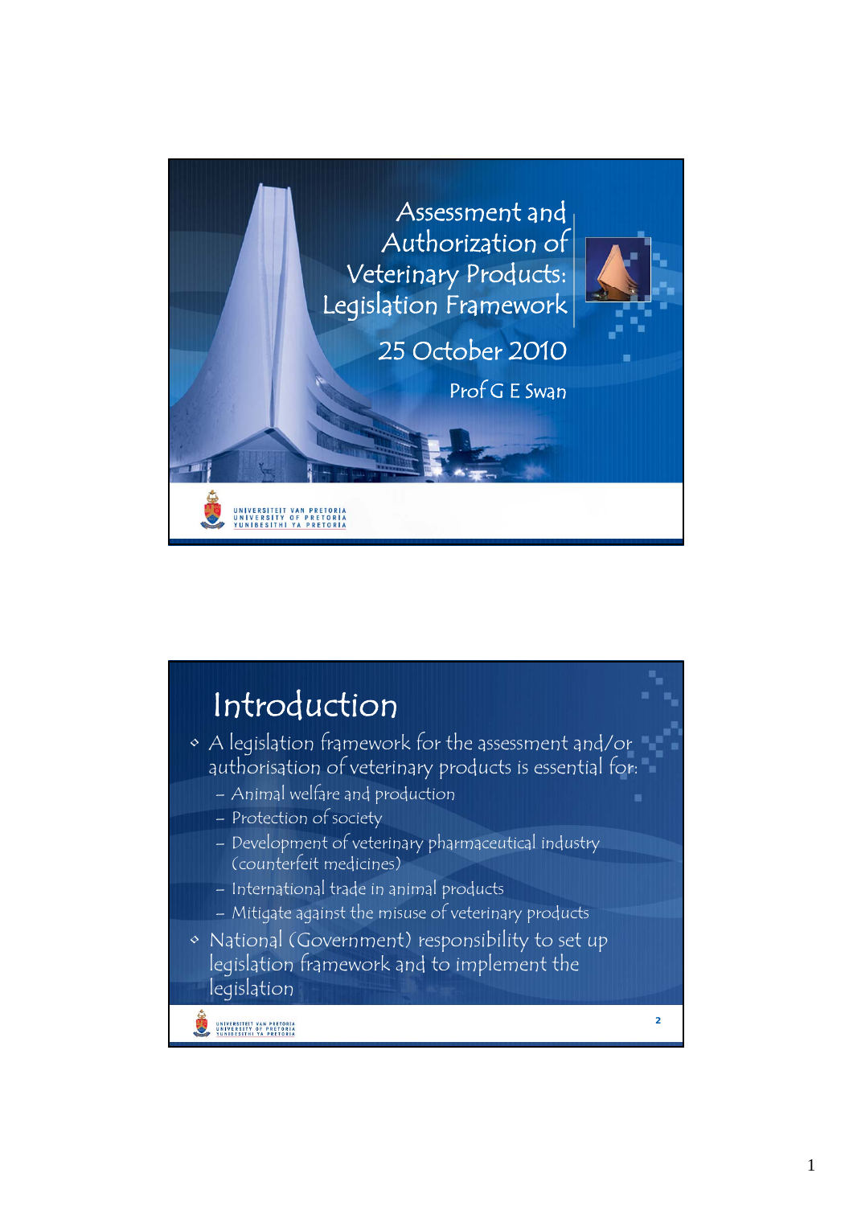# Assessment and Authorization of Veterinary Products: Legislation Framework

25 October 2010

Prof G E Swan

UNIVERSITEIT VAN PRETORIA
UNIVERSITY OF PRETORIA
YUNIBESITHI YA PRETORIA

## Introduction

- A legislation framework for the assessment and/or authorisation of veterinary products is essential for:
  - Animal welfare and production
  - Protection of society
  - Development of veterinary pharmaceutical industry (counterfeit medicines)
  - International trade in animal products
  - Mitigate against the misuse of veterinary products
- National (Government) responsibility to set up legislation framework and to implement the legislation

UNIVERSITEIT VAN PRETORIA
UNIVERSITY OF PRETORIA
YUNIBESITHI YA PRETORIA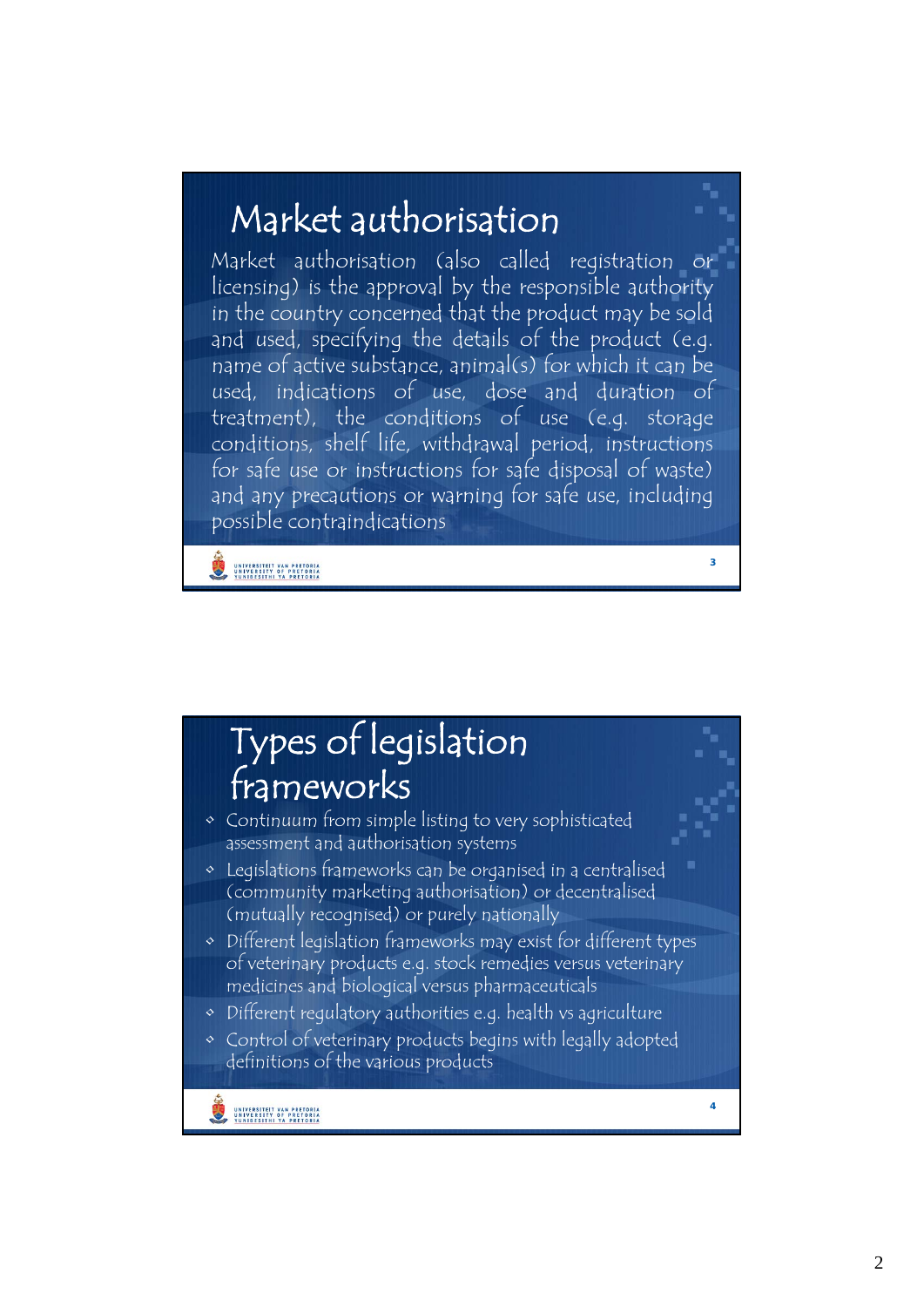## Market authorisation

Market authorisation (also called registration or licensing) is the approval by the responsible authority in the country concerned that the product may be sold and used, specifying the details of the product (e.g. name of active substance, animal(s) for which it can be used, indications of use, dose and duration of treatment), the conditions of use (e.g. storage conditions, shelf life, withdrawal period, instructions for safe use or instructions for safe disposal of waste) and any precautions or warning for safe use, including possible contraindications

## Types of legislation frameworks

- Continuum from simple listing to very sophisticated assessment and authorisation systems
- Legislations frameworks can be organised in a centralised (community marketing authorisation) or decentralised (mutually recognised) or purely nationally
- Different legislation frameworks may exist for different types of veterinary products e.g. stock remedies versus veterinary medicines and biological versus pharmaceuticals
- Different regulatory authorities e.g. health vs agriculture
- Control of veterinary products begins with legally adopted definitions of the various products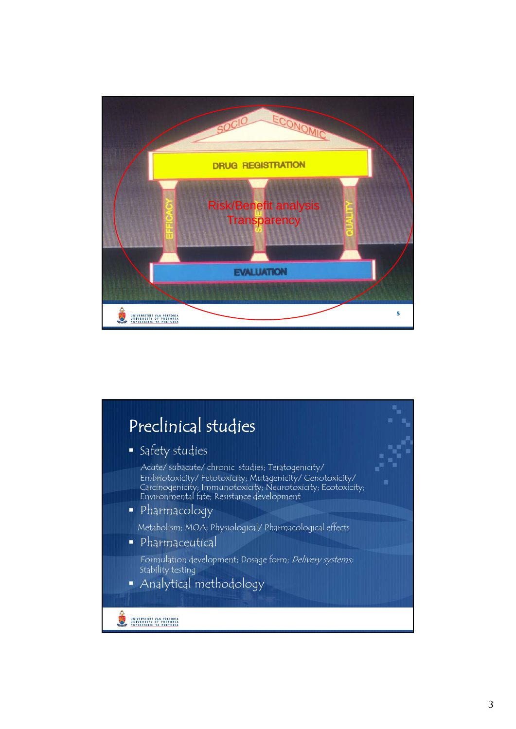SOCIO ECONOMIC

DRUG REGISTRATION

EFFICACY

SAFETY

QUALITY

Risk/Benefit analysis
Transparency

EVALUATION

# Preclinical studies

- Safety studies

  Acute/ subacute/ chronic studies; Teratogenicity/ Embriotoxicity/ Fetotoxicity; Mutagenicity/ Genotoxicity/ Carcinogenicity; Immunotoxicity; Neurotoxicity; Ecotoxicity; Environmental fate; Resistance development

- Pharmacology

  Metabolism; MOA; Physiological/ Pharmacological effects

- Pharmaceutical

  Formulation development; Dosage form; *Delivery systems;* Stability testing

- Analytical methodology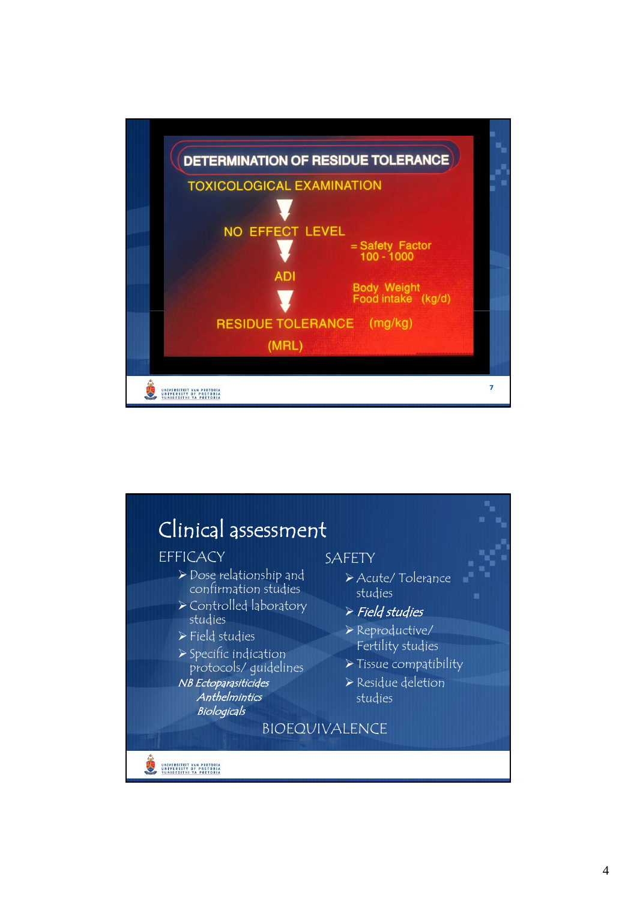## DETERMINATION OF RESIDUE TOLERANCE

TOXICOLOGICAL EXAMINATION

↓

NO EFFECT LEVEL

↓ = Safety Factor 100 - 1000

ADI

↓ Body Weight Food intake (kg/d)

RESIDUE TOLERANCE (mg/kg)

(MRL)

# Clinical assessment

## EFFICACY

- Dose relationship and confirmation studies
- Controlled laboratory studies
- Field studies
- Specific indication protocols/ guidelines

*NB Ectoparasiticides*
*Anthelmintics*
*Biologicals*

## SAFETY

- Acute/ Tolerance studies
- ***Field studies***
- Reproductive/ Fertility studies
- Tissue compatibility
- Residue deletion studies

BIOEQUIVALENCE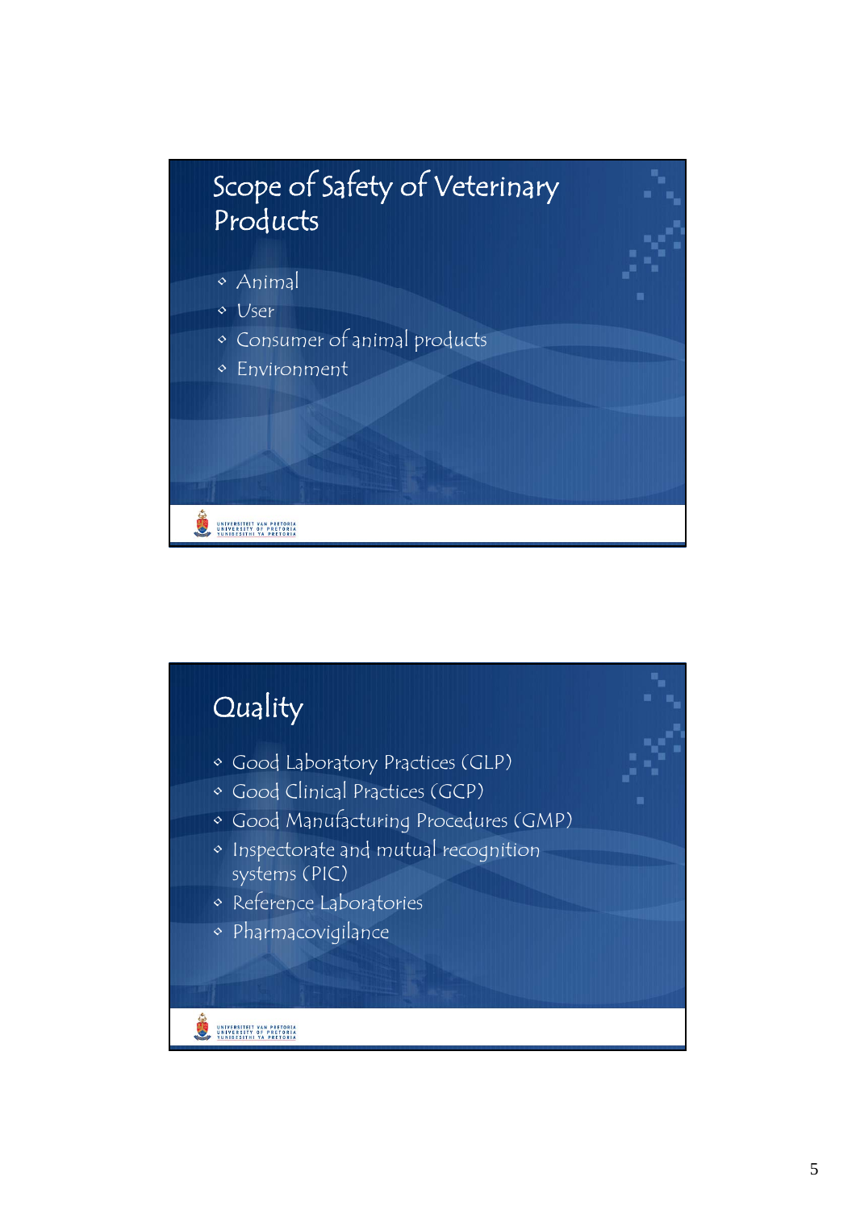## Scope of Safety of Veterinary Products

- Animal
- User
- Consumer of animal products
- Environment

## Quality

- Good Laboratory Practices (GLP)
- Good Clinical Practices (GCP)
- Good Manufacturing Procedures (GMP)
- Inspectorate and mutual recognition systems (PIC)
- Reference Laboratories
- Pharmacovigilance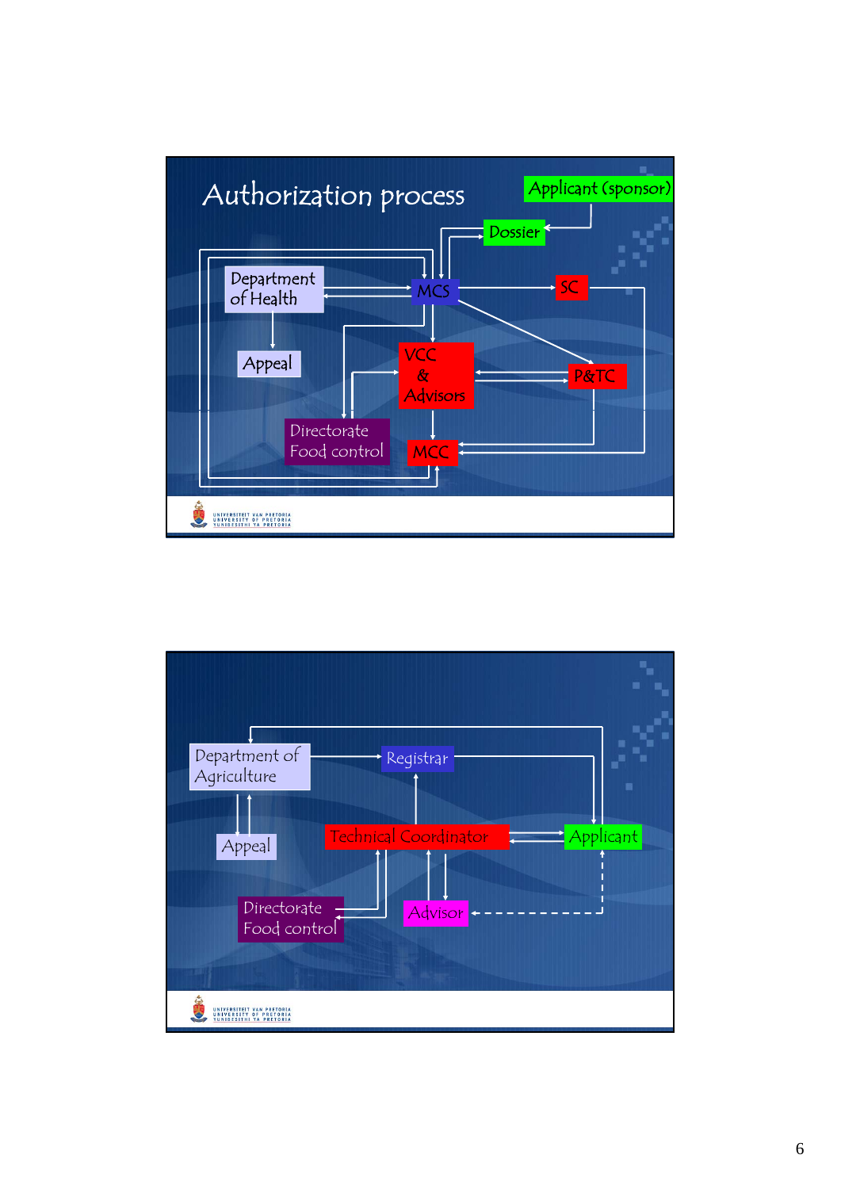# Authorization process

Applicant (sponsor)

Dossier

Department of Health

MCS

SC

Appeal

VCC & Advisors

P&TC

Directorate Food control

MCC

---

Department of Agriculture

Registrar

Appeal

Technical Coordinator

Applicant

Directorate Food control

Advisor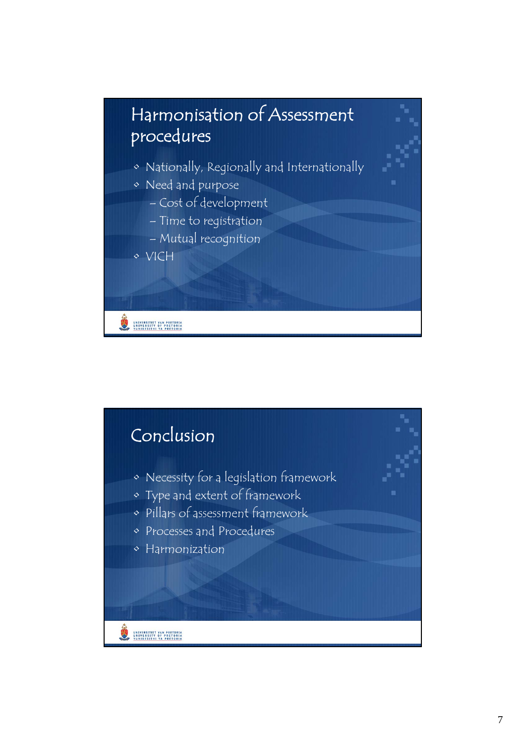## Harmonisation of Assessment procedures

- Nationally, Regionally and Internationally
- Need and purpose
  - Cost of development
  - Time to registration
  - Mutual recognition
- VICH

## Conclusion

- Necessity for a legislation framework
- Type and extent of framework
- Pillars of assessment framework
- Processes and Procedures
- Harmonization